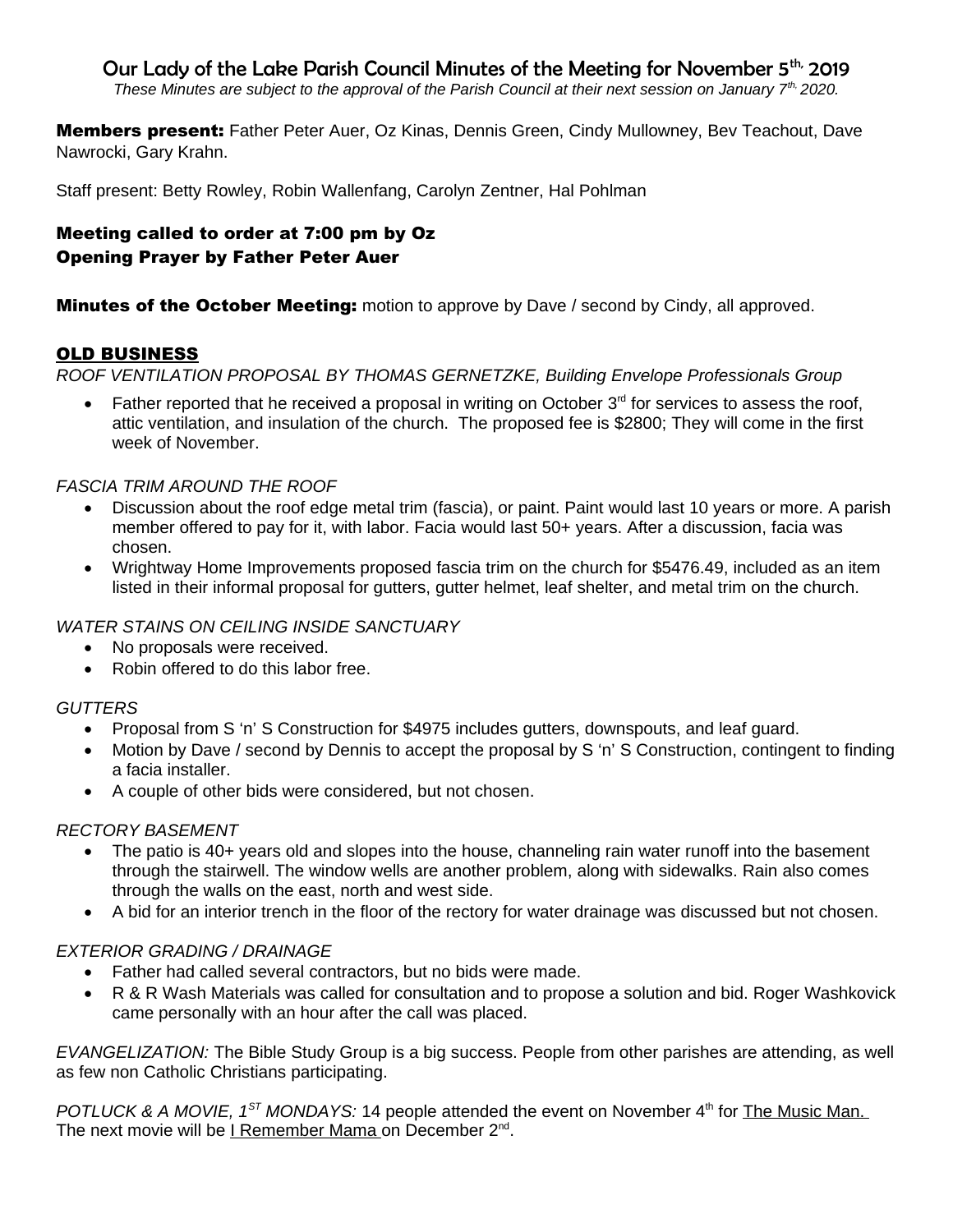# Our Lady of the Lake Parish Council Minutes of the Meeting for November 5th, 2019

*These Minutes are subject to the approval of the Parish Council at their next session on January 7th, 2020.*

**Members present:** Father Peter Auer, Oz Kinas, Dennis Green, Cindy Mullowney, Bev Teachout, Dave Nawrocki, Gary Krahn.

Staff present: Betty Rowley, Robin Wallenfang, Carolyn Zentner, Hal Pohlman

### Meeting called to order at 7:00 pm by Oz
### Opening Prayer by Father Peter Auer

**Minutes of the October Meeting:** motion to approve by Dave / second by Cindy, all approved.

## OLD BUSINESS

*ROOF VENTILATION PROPOSAL BY THOMAS GERNETZKE, Building Envelope Professionals Group*

- Father reported that he received a proposal in writing on October 3rd for services to assess the roof, attic ventilation, and insulation of the church. The proposed fee is $2800; They will come in the first week of November.

*FASCIA TRIM AROUND THE ROOF*

- Discussion about the roof edge metal trim (fascia), or paint. Paint would last 10 years or more. A parish member offered to pay for it, with labor. Facia would last 50+ years. After a discussion, facia was chosen.
- Wrightway Home Improvements proposed fascia trim on the church for $5476.49, included as an item listed in their informal proposal for gutters, gutter helmet, leaf shelter, and metal trim on the church.

*WATER STAINS ON CEILING INSIDE SANCTUARY*

- No proposals were received.
- Robin offered to do this labor free.

*GUTTERS*

- Proposal from S 'n' S Construction for $4975 includes gutters, downspouts, and leaf guard.
- Motion by Dave / second by Dennis to accept the proposal by S 'n' S Construction, contingent to finding a facia installer.
- A couple of other bids were considered, but not chosen.

*RECTORY BASEMENT*

- The patio is 40+ years old and slopes into the house, channeling rain water runoff into the basement through the stairwell. The window wells are another problem, along with sidewalks. Rain also comes through the walls on the east, north and west side.
- A bid for an interior trench in the floor of the rectory for water drainage was discussed but not chosen.

*EXTERIOR GRADING / DRAINAGE*

- Father had called several contractors, but no bids were made.
- R & R Wash Materials was called for consultation and to propose a solution and bid. Roger Washkovick came personally with an hour after the call was placed.

*EVANGELIZATION:* The Bible Study Group is a big success. People from other parishes are attending, as well as few non Catholic Christians participating.

*POTLUCK & A MOVIE, 1ST MONDAYS:* 14 people attended the event on November 4th for The Music Man. The next movie will be I Remember Mama on December 2nd.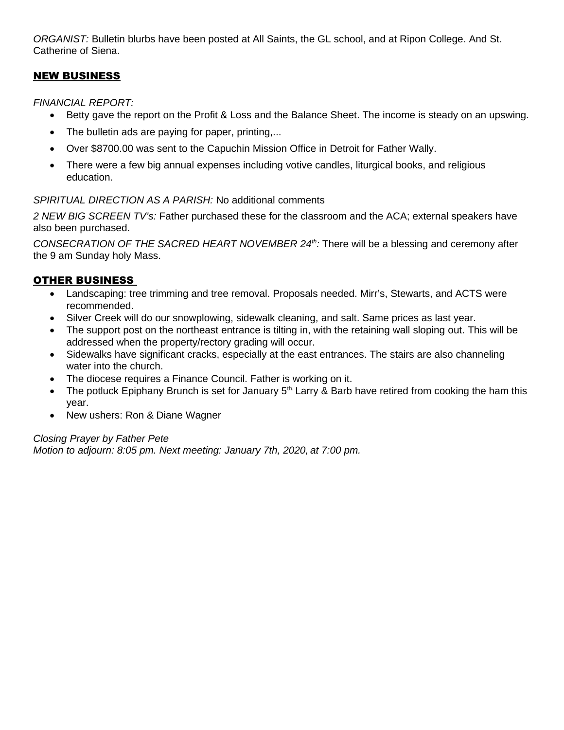*ORGANIST:* Bulletin blurbs have been posted at All Saints, the GL school, and at Ripon College. And St. Catherine of Siena.

## NEW BUSINESS

*FINANCIAL REPORT:*

- Betty gave the report on the Profit & Loss and the Balance Sheet. The income is steady on an upswing.
- The bulletin ads are paying for paper, printing,...
- Over $8700.00 was sent to the Capuchin Mission Office in Detroit for Father Wally.
- There were a few big annual expenses including votive candles, liturgical books, and religious education.

*SPIRITUAL DIRECTION AS A PARISH:* No additional comments

*2 NEW BIG SCREEN TV's:* Father purchased these for the classroom and the ACA; external speakers have also been purchased.

*CONSECRATION OF THE SACRED HEART NOVEMBER 24th:* There will be a blessing and ceremony after the 9 am Sunday holy Mass.

## OTHER BUSINESS

- Landscaping: tree trimming and tree removal. Proposals needed. Mirr's, Stewarts, and ACTS were recommended.
- Silver Creek will do our snowplowing, sidewalk cleaning, and salt. Same prices as last year.
- The support post on the northeast entrance is tilting in, with the retaining wall sloping out. This will be addressed when the property/rectory grading will occur.
- Sidewalks have significant cracks, especially at the east entrances. The stairs are also channeling water into the church.
- The diocese requires a Finance Council. Father is working on it.
- The potluck Epiphany Brunch is set for January 5th. Larry & Barb have retired from cooking the ham this year.
- New ushers: Ron & Diane Wagner

*Closing Prayer by Father Pete*
*Motion to adjourn: 8:05 pm. Next meeting: January 7th, 2020, at 7:00 pm.*